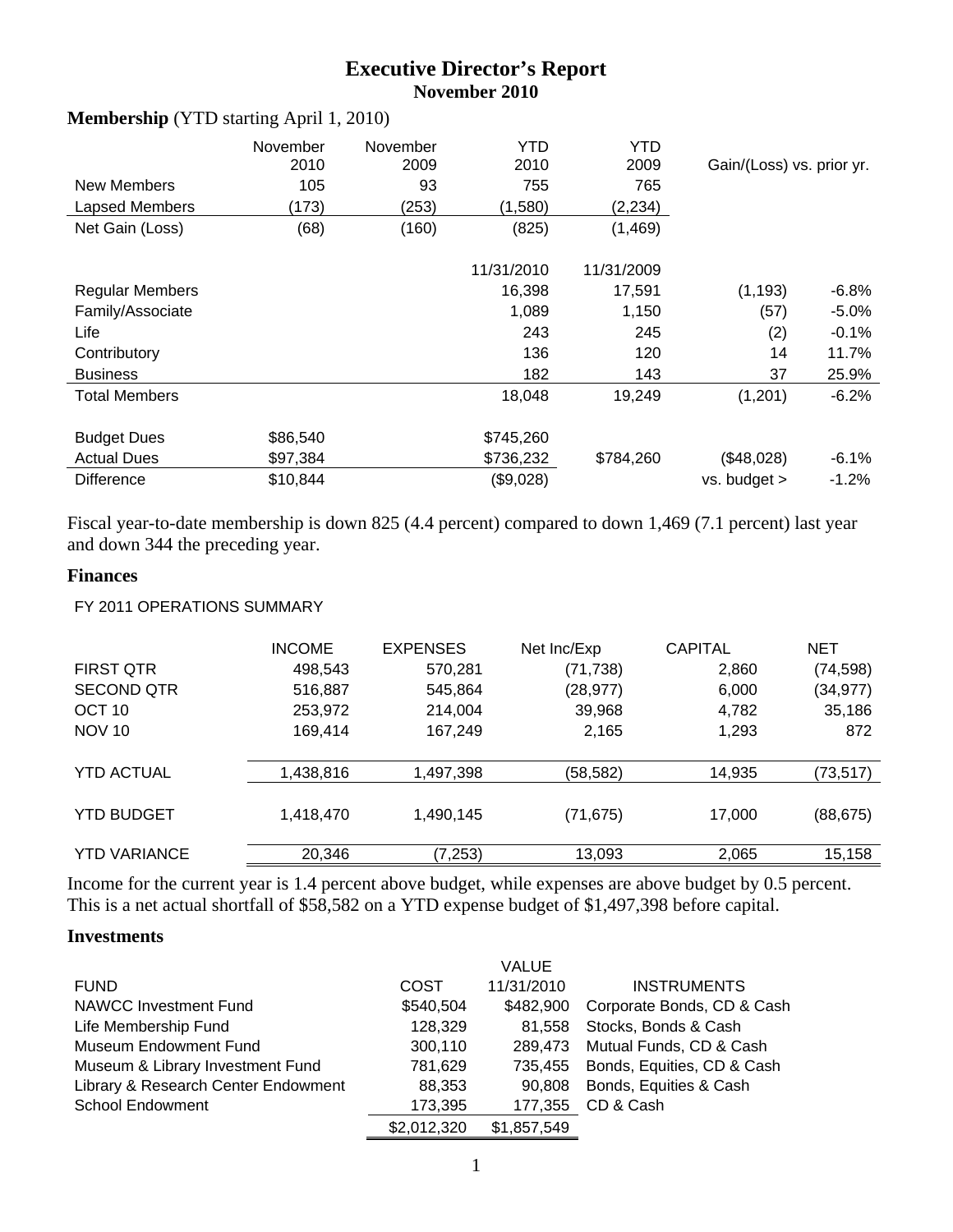# Executive Director's Report
## November 2010

**Membership** (YTD starting April 1, 2010)

| | November 2010 | November 2009 | YTD 2010 | YTD 2009 | Gain/(Loss) vs. prior yr. | |
|---|---|---|---|---|---|---|
| New Members | 105 | 93 | 755 | 765 | | |
| Lapsed Members | (173) | (253) | (1,580) | (2,234) | | |
| Net Gain (Loss) | (68) | (160) | (825) | (1,469) | | |
| | | | 11/31/2010 | 11/31/2009 | | |
| Regular Members | | | 16,398 | 17,591 | (1,193) | -6.8% |
| Family/Associate | | | 1,089 | 1,150 | (57) | -5.0% |
| Life | | | 243 | 245 | (2) | -0.1% |
| Contributory | | | 136 | 120 | 14 | 11.7% |
| Business | | | 182 | 143 | 37 | 25.9% |
| Total Members | | | 18,048 | 19,249 | (1,201) | -6.2% |
| Budget Dues | $86,540 | | $745,260 | | | |
| Actual Dues | $97,384 | | $736,232 | $784,260 | ($48,028) | -6.1% |
| Difference | $10,844 | | ($9,028) | | vs. budget > | -1.2% |

Fiscal year-to-date membership is down 825 (4.4 percent) compared to down 1,469 (7.1 percent) last year and down 344 the preceding year.

### Finances

FY 2011 OPERATIONS SUMMARY

| | INCOME | EXPENSES | Net Inc/Exp | CAPITAL | NET |
|---|---|---|---|---|---|
| FIRST QTR | 498,543 | 570,281 | (71,738) | 2,860 | (74,598) |
| SECOND QTR | 516,887 | 545,864 | (28,977) | 6,000 | (34,977) |
| OCT 10 | 253,972 | 214,004 | 39,968 | 4,782 | 35,186 |
| NOV 10 | 169,414 | 167,249 | 2,165 | 1,293 | 872 |
| YTD ACTUAL | 1,438,816 | 1,497,398 | (58,582) | 14,935 | (73,517) |
| YTD BUDGET | 1,418,470 | 1,490,145 | (71,675) | 17,000 | (88,675) |
| YTD VARIANCE | 20,346 | (7,253) | 13,093 | 2,065 | 15,158 |

Income for the current year is 1.4 percent above budget, while expenses are above budget by 0.5 percent. This is a net actual shortfall of $58,582 on a YTD expense budget of $1,497,398 before capital.

### Investments

| FUND | COST | VALUE 11/31/2010 | INSTRUMENTS |
|---|---|---|---|
| NAWCC Investment Fund | $540,504 | $482,900 | Corporate Bonds, CD & Cash |
| Life Membership Fund | 128,329 | 81,558 | Stocks, Bonds & Cash |
| Museum Endowment Fund | 300,110 | 289,473 | Mutual Funds, CD & Cash |
| Museum & Library Investment Fund | 781,629 | 735,455 | Bonds, Equities, CD & Cash |
| Library & Research Center Endowment | 88,353 | 90,808 | Bonds, Equities & Cash |
| School Endowment | 173,395 | 177,355 | CD & Cash |
| | $2,012,320 | $1,857,549 | |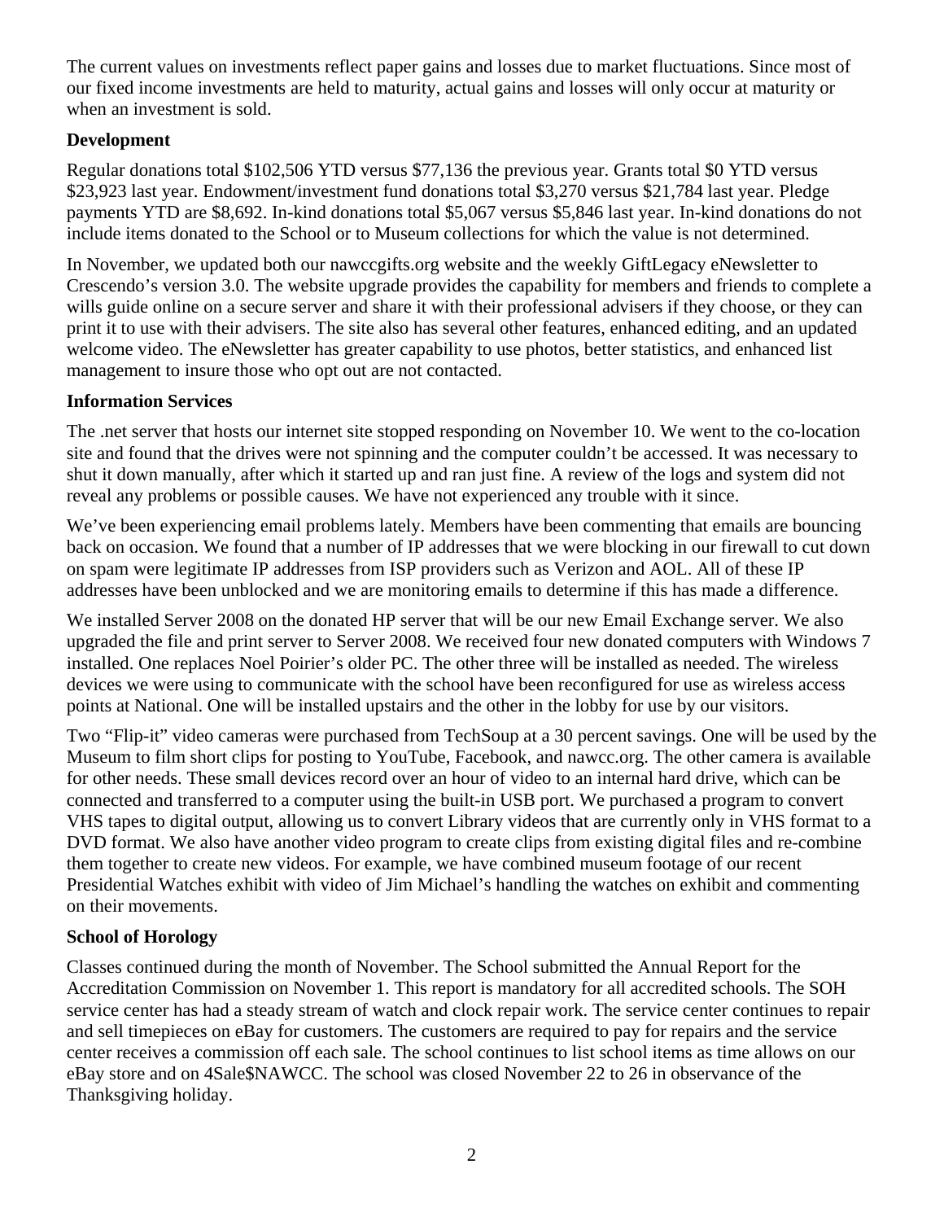The current values on investments reflect paper gains and losses due to market fluctuations. Since most of our fixed income investments are held to maturity, actual gains and losses will only occur at maturity or when an investment is sold.

**Development**

Regular donations total $102,506 YTD versus $77,136 the previous year. Grants total $0 YTD versus $23,923 last year. Endowment/investment fund donations total $3,270 versus $21,784 last year. Pledge payments YTD are $8,692. In-kind donations total $5,067 versus $5,846 last year. In-kind donations do not include items donated to the School or to Museum collections for which the value is not determined.

In November, we updated both our nawccgifts.org website and the weekly GiftLegacy eNewsletter to Crescendo's version 3.0. The website upgrade provides the capability for members and friends to complete a wills guide online on a secure server and share it with their professional advisers if they choose, or they can print it to use with their advisers. The site also has several other features, enhanced editing, and an updated welcome video. The eNewsletter has greater capability to use photos, better statistics, and enhanced list management to insure those who opt out are not contacted.

**Information Services**

The .net server that hosts our internet site stopped responding on November 10. We went to the co-location site and found that the drives were not spinning and the computer couldn't be accessed. It was necessary to shut it down manually, after which it started up and ran just fine. A review of the logs and system did not reveal any problems or possible causes. We have not experienced any trouble with it since.

We've been experiencing email problems lately. Members have been commenting that emails are bouncing back on occasion. We found that a number of IP addresses that we were blocking in our firewall to cut down on spam were legitimate IP addresses from ISP providers such as Verizon and AOL. All of these IP addresses have been unblocked and we are monitoring emails to determine if this has made a difference.

We installed Server 2008 on the donated HP server that will be our new Email Exchange server. We also upgraded the file and print server to Server 2008. We received four new donated computers with Windows 7 installed. One replaces Noel Poirier's older PC. The other three will be installed as needed. The wireless devices we were using to communicate with the school have been reconfigured for use as wireless access points at National. One will be installed upstairs and the other in the lobby for use by our visitors.

Two "Flip-it" video cameras were purchased from TechSoup at a 30 percent savings. One will be used by the Museum to film short clips for posting to YouTube, Facebook, and nawcc.org. The other camera is available for other needs. These small devices record over an hour of video to an internal hard drive, which can be connected and transferred to a computer using the built-in USB port. We purchased a program to convert VHS tapes to digital output, allowing us to convert Library videos that are currently only in VHS format to a DVD format. We also have another video program to create clips from existing digital files and re-combine them together to create new videos. For example, we have combined museum footage of our recent Presidential Watches exhibit with video of Jim Michael's handling the watches on exhibit and commenting on their movements.

**School of Horology**

Classes continued during the month of November. The School submitted the Annual Report for the Accreditation Commission on November 1. This report is mandatory for all accredited schools. The SOH service center has had a steady stream of watch and clock repair work. The service center continues to repair and sell timepieces on eBay for customers. The customers are required to pay for repairs and the service center receives a commission off each sale. The school continues to list school items as time allows on our eBay store and on 4Sale$NAWCC. The school was closed November 22 to 26 in observance of the Thanksgiving holiday.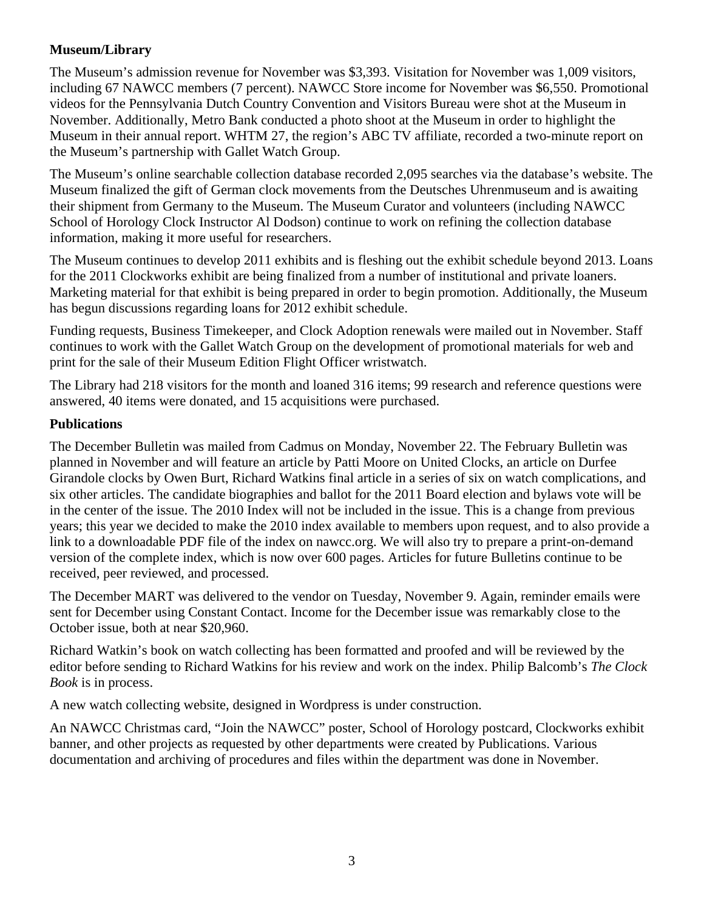**Museum/Library**

The Museum's admission revenue for November was $3,393. Visitation for November was 1,009 visitors, including 67 NAWCC members (7 percent). NAWCC Store income for November was $6,550. Promotional videos for the Pennsylvania Dutch Country Convention and Visitors Bureau were shot at the Museum in November. Additionally, Metro Bank conducted a photo shoot at the Museum in order to highlight the Museum in their annual report. WHTM 27, the region's ABC TV affiliate, recorded a two-minute report on the Museum's partnership with Gallet Watch Group.

The Museum's online searchable collection database recorded 2,095 searches via the database's website. The Museum finalized the gift of German clock movements from the Deutsches Uhrenmuseum and is awaiting their shipment from Germany to the Museum. The Museum Curator and volunteers (including NAWCC School of Horology Clock Instructor Al Dodson) continue to work on refining the collection database information, making it more useful for researchers.

The Museum continues to develop 2011 exhibits and is fleshing out the exhibit schedule beyond 2013. Loans for the 2011 Clockworks exhibit are being finalized from a number of institutional and private loaners. Marketing material for that exhibit is being prepared in order to begin promotion. Additionally, the Museum has begun discussions regarding loans for 2012 exhibit schedule.

Funding requests, Business Timekeeper, and Clock Adoption renewals were mailed out in November. Staff continues to work with the Gallet Watch Group on the development of promotional materials for web and print for the sale of their Museum Edition Flight Officer wristwatch.

The Library had 218 visitors for the month and loaned 316 items; 99 research and reference questions were answered, 40 items were donated, and 15 acquisitions were purchased.

**Publications**

The December Bulletin was mailed from Cadmus on Monday, November 22. The February Bulletin was planned in November and will feature an article by Patti Moore on United Clocks, an article on Durfee Girandole clocks by Owen Burt, Richard Watkins final article in a series of six on watch complications, and six other articles. The candidate biographies and ballot for the 2011 Board election and bylaws vote will be in the center of the issue. The 2010 Index will not be included in the issue. This is a change from previous years; this year we decided to make the 2010 index available to members upon request, and to also provide a link to a downloadable PDF file of the index on nawcc.org. We will also try to prepare a print-on-demand version of the complete index, which is now over 600 pages. Articles for future Bulletins continue to be received, peer reviewed, and processed.

The December MART was delivered to the vendor on Tuesday, November 9. Again, reminder emails were sent for December using Constant Contact. Income for the December issue was remarkably close to the October issue, both at near $20,960.

Richard Watkin's book on watch collecting has been formatted and proofed and will be reviewed by the editor before sending to Richard Watkins for his review and work on the index. Philip Balcomb's *The Clock Book* is in process.

A new watch collecting website, designed in Wordpress is under construction.

An NAWCC Christmas card, "Join the NAWCC" poster, School of Horology postcard, Clockworks exhibit banner, and other projects as requested by other departments were created by Publications. Various documentation and archiving of procedures and files within the department was done in November.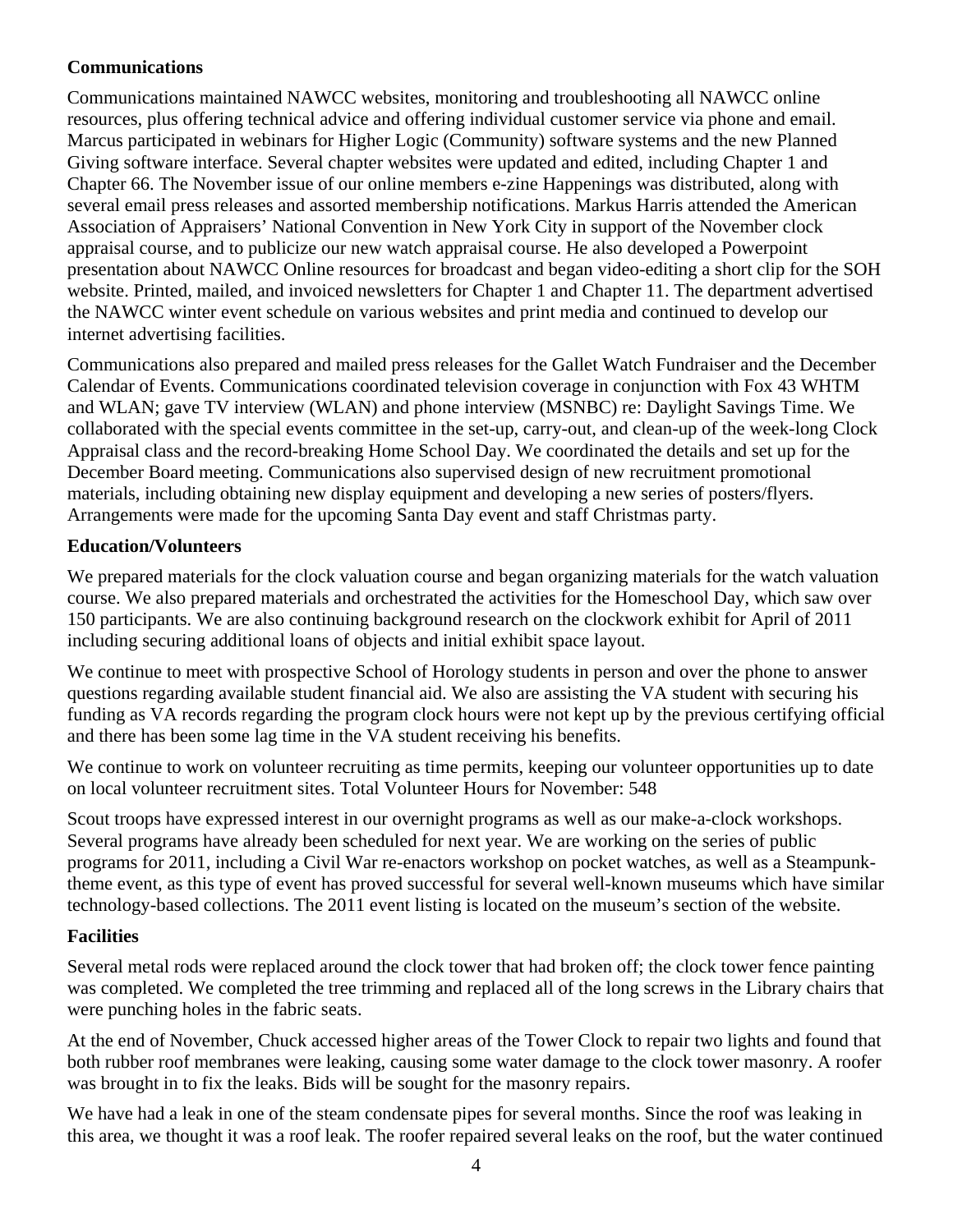**Communications**

Communications maintained NAWCC websites, monitoring and troubleshooting all NAWCC online resources, plus offering technical advice and offering individual customer service via phone and email. Marcus participated in webinars for Higher Logic (Community) software systems and the new Planned Giving software interface. Several chapter websites were updated and edited, including Chapter 1 and Chapter 66. The November issue of our online members e-zine Happenings was distributed, along with several email press releases and assorted membership notifications. Markus Harris attended the American Association of Appraisers' National Convention in New York City in support of the November clock appraisal course, and to publicize our new watch appraisal course. He also developed a Powerpoint presentation about NAWCC Online resources for broadcast and began video-editing a short clip for the SOH website. Printed, mailed, and invoiced newsletters for Chapter 1 and Chapter 11. The department advertised the NAWCC winter event schedule on various websites and print media and continued to develop our internet advertising facilities.

Communications also prepared and mailed press releases for the Gallet Watch Fundraiser and the December Calendar of Events. Communications coordinated television coverage in conjunction with Fox 43 WHTM and WLAN; gave TV interview (WLAN) and phone interview (MSNBC) re: Daylight Savings Time. We collaborated with the special events committee in the set-up, carry-out, and clean-up of the week-long Clock Appraisal class and the record-breaking Home School Day. We coordinated the details and set up for the December Board meeting. Communications also supervised design of new recruitment promotional materials, including obtaining new display equipment and developing a new series of posters/flyers. Arrangements were made for the upcoming Santa Day event and staff Christmas party.

**Education/Volunteers**

We prepared materials for the clock valuation course and began organizing materials for the watch valuation course. We also prepared materials and orchestrated the activities for the Homeschool Day, which saw over 150 participants. We are also continuing background research on the clockwork exhibit for April of 2011 including securing additional loans of objects and initial exhibit space layout.

We continue to meet with prospective School of Horology students in person and over the phone to answer questions regarding available student financial aid. We also are assisting the VA student with securing his funding as VA records regarding the program clock hours were not kept up by the previous certifying official and there has been some lag time in the VA student receiving his benefits.

We continue to work on volunteer recruiting as time permits, keeping our volunteer opportunities up to date on local volunteer recruitment sites. Total Volunteer Hours for November: 548

Scout troops have expressed interest in our overnight programs as well as our make-a-clock workshops. Several programs have already been scheduled for next year. We are working on the series of public programs for 2011, including a Civil War re-enactors workshop on pocket watches, as well as a Steampunk-theme event, as this type of event has proved successful for several well-known museums which have similar technology-based collections. The 2011 event listing is located on the museum's section of the website.

**Facilities**

Several metal rods were replaced around the clock tower that had broken off; the clock tower fence painting was completed. We completed the tree trimming and replaced all of the long screws in the Library chairs that were punching holes in the fabric seats.

At the end of November, Chuck accessed higher areas of the Tower Clock to repair two lights and found that both rubber roof membranes were leaking, causing some water damage to the clock tower masonry. A roofer was brought in to fix the leaks. Bids will be sought for the masonry repairs.

We have had a leak in one of the steam condensate pipes for several months. Since the roof was leaking in this area, we thought it was a roof leak. The roofer repaired several leaks on the roof, but the water continued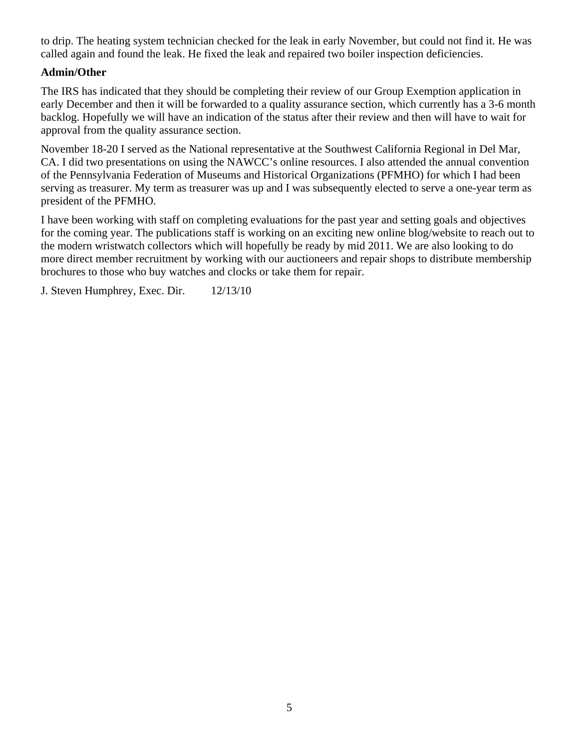to drip. The heating system technician checked for the leak in early November, but could not find it. He was called again and found the leak. He fixed the leak and repaired two boiler inspection deficiencies.

**Admin/Other**

The IRS has indicated that they should be completing their review of our Group Exemption application in early December and then it will be forwarded to a quality assurance section, which currently has a 3-6 month backlog. Hopefully we will have an indication of the status after their review and then will have to wait for approval from the quality assurance section.

November 18-20 I served as the National representative at the Southwest California Regional in Del Mar, CA. I did two presentations on using the NAWCC's online resources. I also attended the annual convention of the Pennsylvania Federation of Museums and Historical Organizations (PFMHO) for which I had been serving as treasurer. My term as treasurer was up and I was subsequently elected to serve a one-year term as president of the PFMHO.

I have been working with staff on completing evaluations for the past year and setting goals and objectives for the coming year. The publications staff is working on an exciting new online blog/website to reach out to the modern wristwatch collectors which will hopefully be ready by mid 2011. We are also looking to do more direct member recruitment by working with our auctioneers and repair shops to distribute membership brochures to those who buy watches and clocks or take them for repair.

J. Steven Humphrey, Exec. Dir. 12/13/10